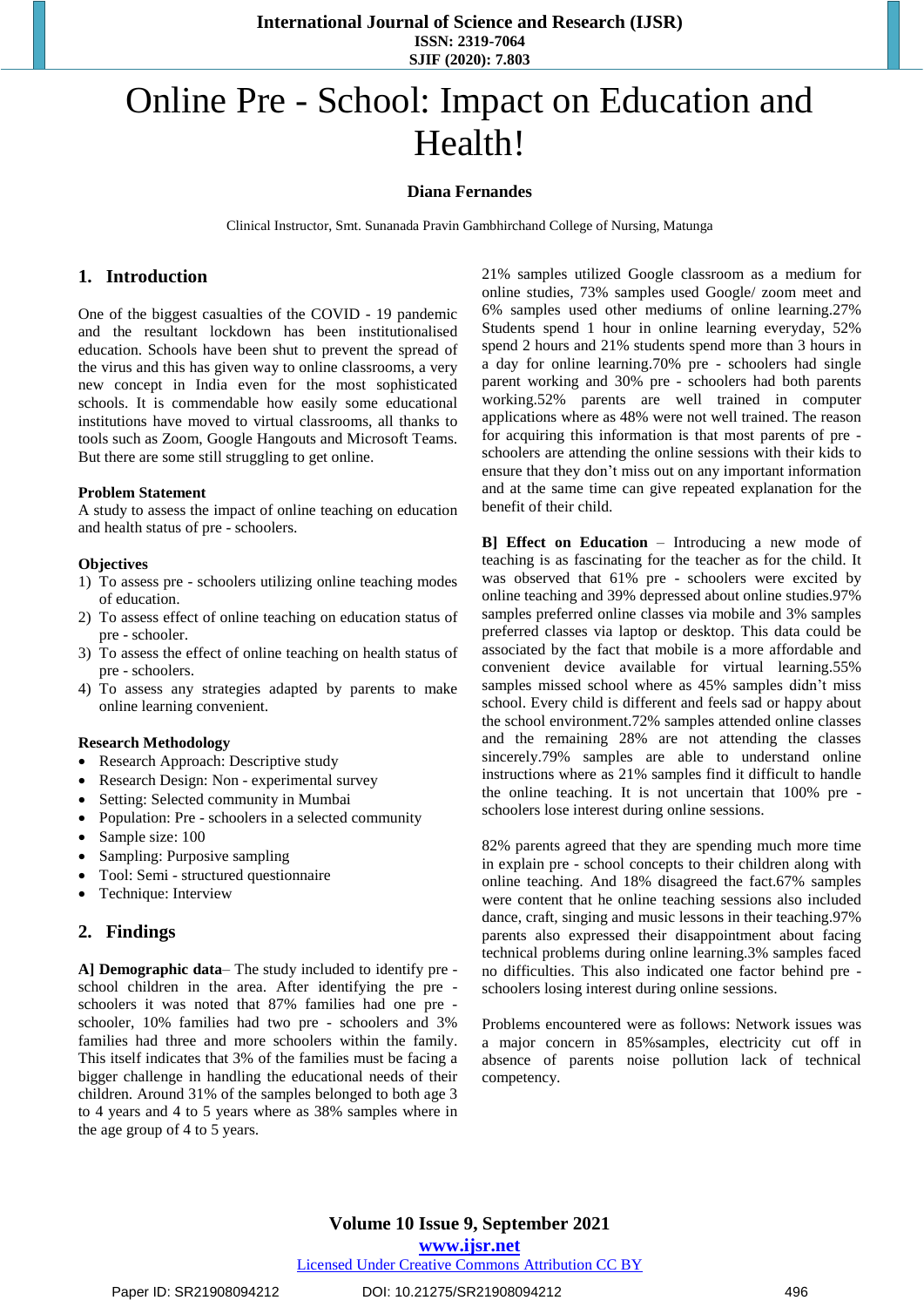# Online Pre - School: Impact on Education and Health!

**Diana Fernandes**

Clinical Instructor, Smt. Sunanada Pravin Gambhirchand College of Nursing, Matunga

## 1. Introduction

One of the biggest casualties of the COVID - 19 pandemic and the resultant lockdown has been institutionalised education. Schools have been shut to prevent the spread of the virus and this has given way to online classrooms, a very new concept in India even for the most sophisticated schools. It is commendable how easily some educational institutions have moved to virtual classrooms, all thanks to tools such as Zoom, Google Hangouts and Microsoft Teams. But there are some still struggling to get online.

**Problem Statement**

A study to assess the impact of online teaching on education and health status of pre - schoolers.

**Objectives**

1) To assess pre - schoolers utilizing online teaching modes of education.
2) To assess effect of online teaching on education status of pre - schooler.
3) To assess the effect of online teaching on health status of pre - schoolers.
4) To assess any strategies adapted by parents to make online learning convenient.

**Research Methodology**

- Research Approach: Descriptive study
- Research Design: Non - experimental survey
- Setting: Selected community in Mumbai
- Population: Pre - schoolers in a selected community
- Sample size: 100
- Sampling: Purposive sampling
- Tool: Semi - structured questionnaire
- Technique: Interview

## 2. Findings

**A] Demographic data**– The study included to identify pre - school children in the area. After identifying the pre - schoolers it was noted that 87% families had one pre - schooler, 10% families had two pre - schoolers and 3% families had three and more schoolers within the family. This itself indicates that 3% of the families must be facing a bigger challenge in handling the educational needs of their children. Around 31% of the samples belonged to both age 3 to 4 years and 4 to 5 years where as 38% samples where in the age group of 4 to 5 years.

21% samples utilized Google classroom as a medium for online studies, 73% samples used Google/ zoom meet and 6% samples used other mediums of online learning.27% Students spend 1 hour in online learning everyday, 52% spend 2 hours and 21% students spend more than 3 hours in a day for online learning.70% pre - schoolers had single parent working and 30% pre - schoolers had both parents working.52% parents are well trained in computer applications where as 48% were not well trained. The reason for acquiring this information is that most parents of pre - schoolers are attending the online sessions with their kids to ensure that they don't miss out on any important information and at the same time can give repeated explanation for the benefit of their child.

**B] Effect on Education** – Introducing a new mode of teaching is as fascinating for the teacher as for the child. It was observed that 61% pre - schoolers were excited by online teaching and 39% depressed about online studies.97% samples preferred online classes via mobile and 3% samples preferred classes via laptop or desktop. This data could be associated by the fact that mobile is a more affordable and convenient device available for virtual learning.55% samples missed school where as 45% samples didn't miss school. Every child is different and feels sad or happy about the school environment.72% samples attended online classes and the remaining 28% are not attending the classes sincerely.79% samples are able to understand online instructions where as 21% samples find it difficult to handle the online teaching. It is not uncertain that 100% pre - schoolers lose interest during online sessions.

82% parents agreed that they are spending much more time in explain pre - school concepts to their children along with online teaching. And 18% disagreed the fact.67% samples were content that he online teaching sessions also included dance, craft, singing and music lessons in their teaching.97% parents also expressed their disappointment about facing technical problems during online learning.3% samples faced no difficulties. This also indicated one factor behind pre - schoolers losing interest during online sessions.

Problems encountered were as follows: Network issues was a major concern in 85%samples, electricity cut off in absence of parents noise pollution lack of technical competency.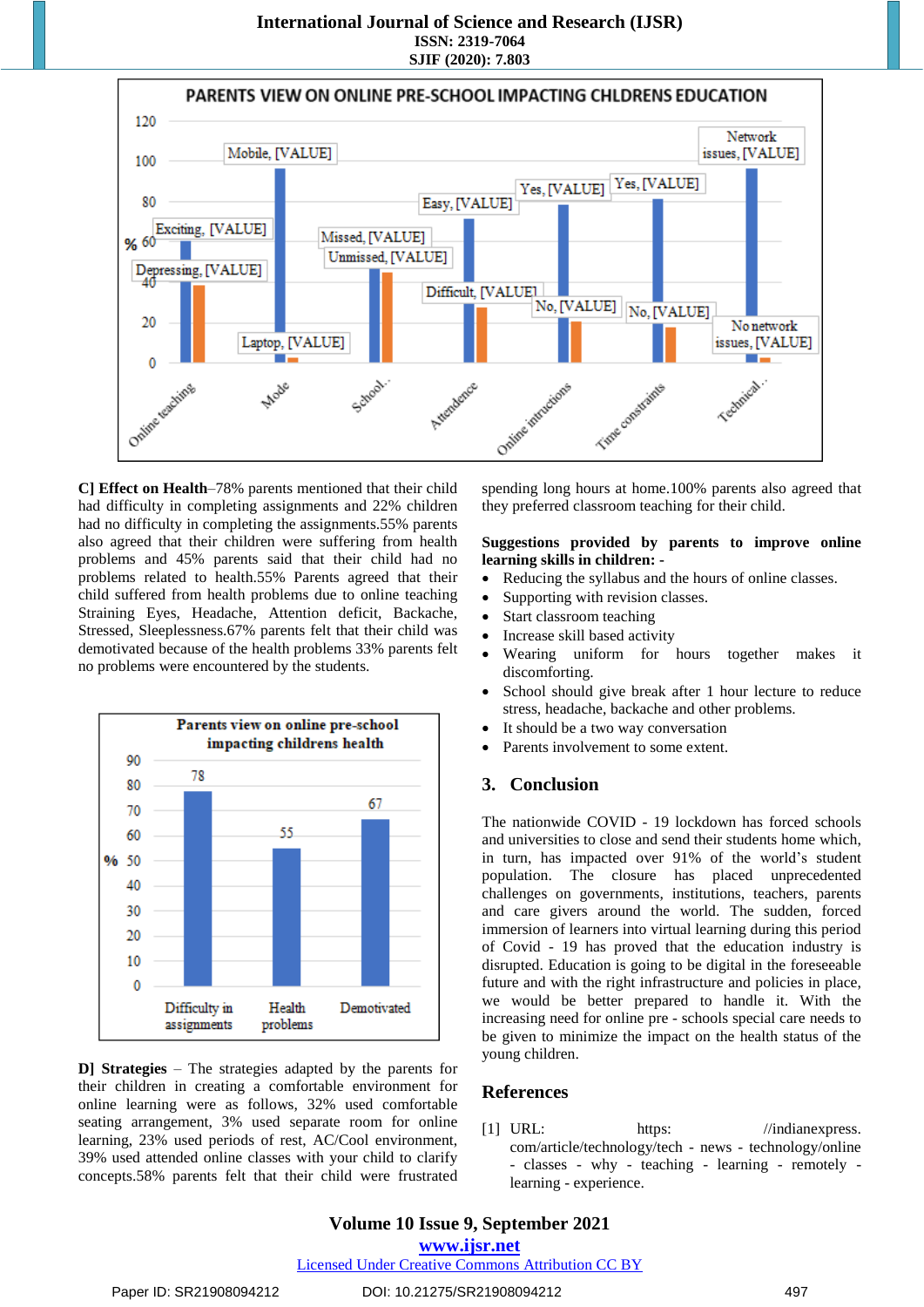C] **Effect on Health**–78% parents mentioned that their child had difficulty in completing assignments and 22% children had no difficulty in completing the assignments.55% parents also agreed that their children were suffering from health problems and 45% parents said that their child had no problems related to health.55% Parents agreed that their child suffered from health problems due to online teaching Straining Eyes, Headache, Attention deficit, Backache, Stressed, Sleeplessness.67% parents felt that their child was demotivated because of the health problems 33% parents felt no problems were encountered by the students.

D] **Strategies** – The strategies adapted by the parents for their children in creating a comfortable environment for online learning were as follows, 32% used comfortable seating arrangement, 3% used separate room for online learning, 23% used periods of rest, AC/Cool environment, 39% used attended online classes with your child to clarify concepts.58% parents felt that their child were frustrated spending long hours at home.100% parents also agreed that they preferred classroom teaching for their child.

**Suggestions provided by parents to improve online learning skills in children: -**

- Reducing the syllabus and the hours of online classes.
- Supporting with revision classes.
- Start classroom teaching
- Increase skill based activity
- Wearing uniform for hours together makes it discomforting.
- School should give break after 1 hour lecture to reduce stress, headache, backache and other problems.
- It should be a two way conversation
- Parents involvement to some extent.

## 3. Conclusion

The nationwide COVID - 19 lockdown has forced schools and universities to close and send their students home which, in turn, has impacted over 91% of the world's student population. The closure has placed unprecedented challenges on governments, institutions, teachers, parents and care givers around the world. The sudden, forced immersion of learners into virtual learning during this period of Covid - 19 has proved that the education industry is disrupted. Education is going to be digital in the foreseeable future and with the right infrastructure and policies in place, we would be better prepared to handle it. With the increasing need for online pre - schools special care needs to be given to minimize the impact on the health status of the young children.

## References

[1] URL: https: //indianexpress. com/article/technology/tech - news - technology/online - classes - why - teaching - learning - remotely - learning - experience.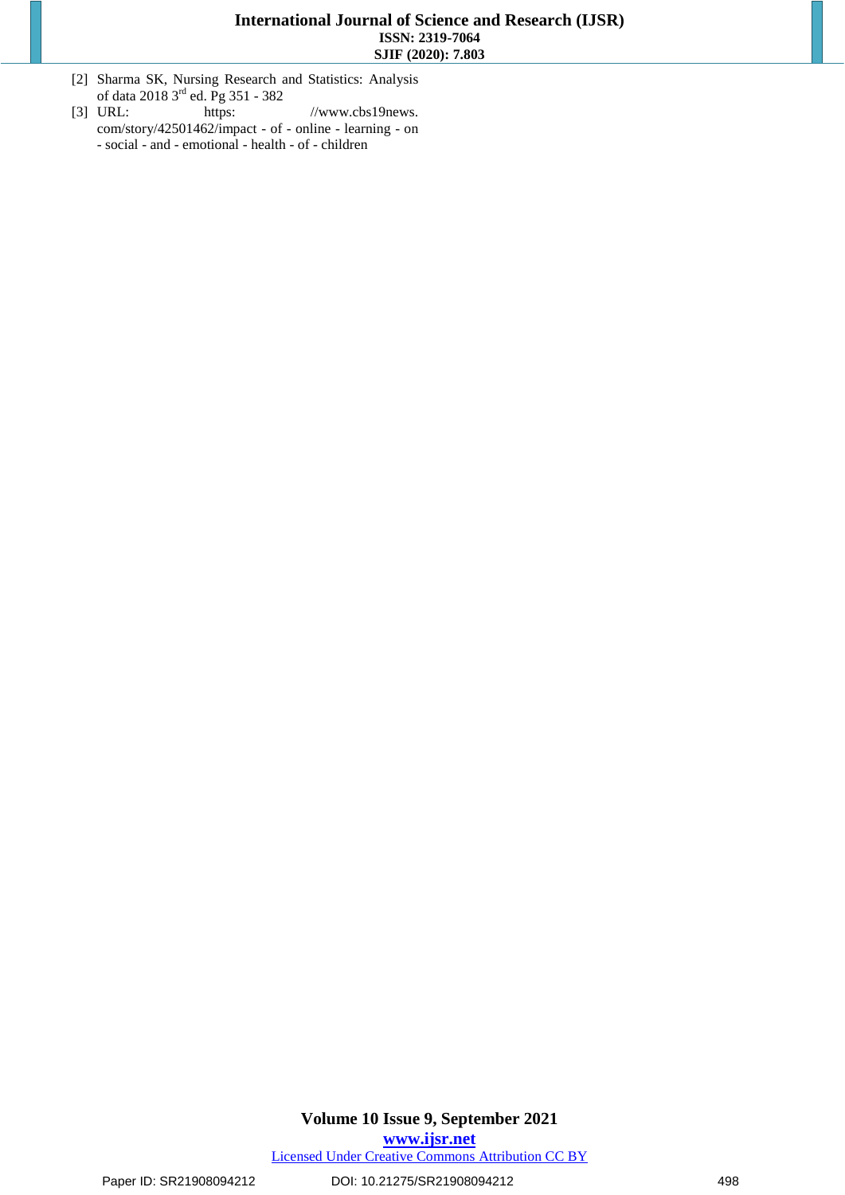[2] Sharma SK, Nursing Research and Statistics: Analysis of data 2018 3rd ed. Pg 351 - 382

[3] URL: https: //www.cbs19news. com/story/42501462/impact - of - online - learning - on - social - and - emotional - health - of - children